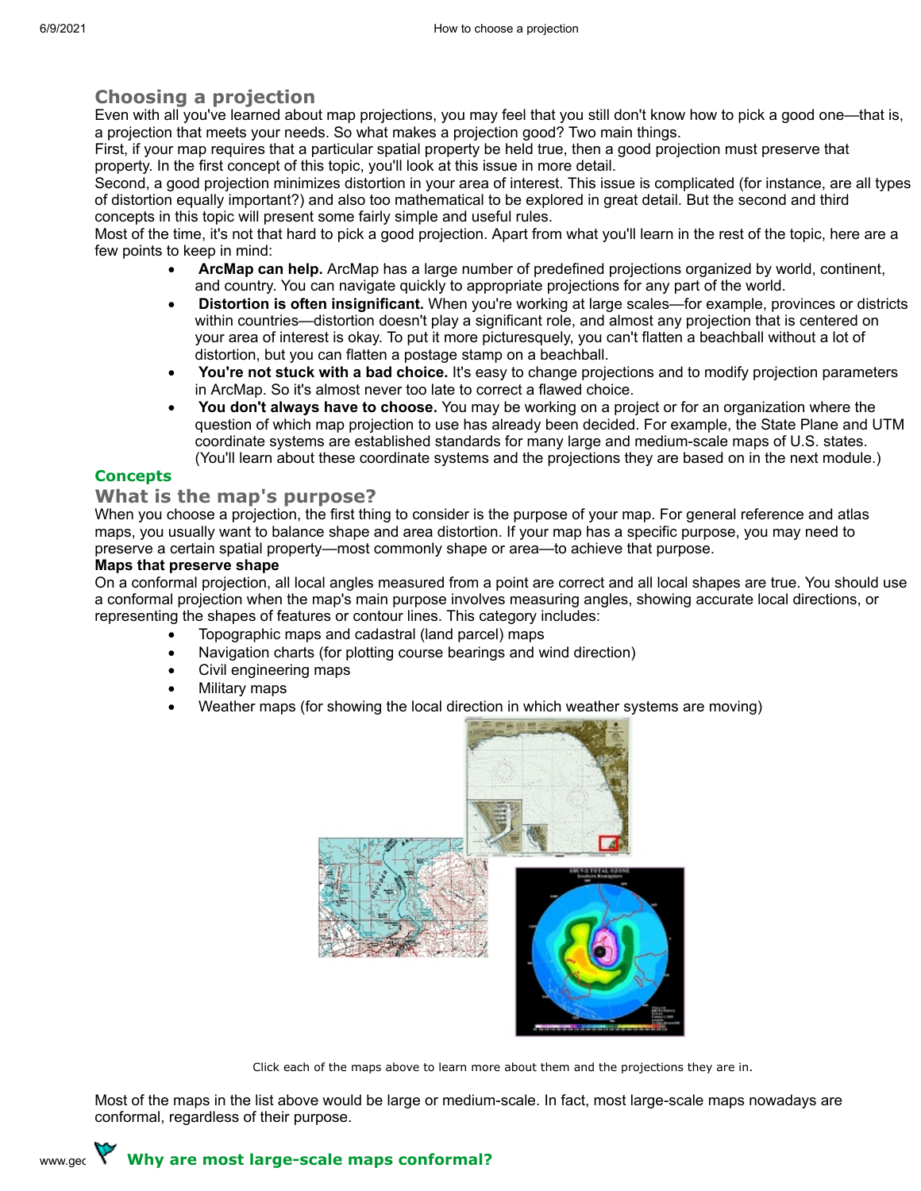## Choosing a projection

Even with all you've learned about map projections, you may feel that you still don't know how to pick a good one—that is, a projection that meets your needs. So what makes a projection good? Two main things.

First, if your map requires that a particular spatial property be held true, then a good projection must preserve that property. In the first concept of this topic, you'll look at this issue in more detail.

Second, a good projection minimizes distortion in your area of interest. This issue is complicated (for instance, are all types of distortion equally important?) and also too mathematical to be explored in great detail. But the second and third concepts in this topic will present some fairly simple and useful rules.

Most of the time, it's not that hard to pick a good projection. Apart from what you'll learn in the rest of the topic, here are a few points to keep in mind:

- **ArcMap can help.** ArcMap has a large number of predefined projections organized by world, continent, and country. You can navigate quickly to appropriate projections for any part of the world.
- **Distortion is often insignificant.** When you're working at large scales—for example, provinces or districts within countries—distortion doesn't play a significant role, and almost any projection that is centered on your area of interest is okay. To put it more picturesquely, you can't flatten a beachball without a lot of distortion, but you can flatten a postage stamp on a beachball.
- **You're not stuck with a bad choice.** It's easy to change projections and to modify projection parameters in ArcMap. So it's almost never too late to correct a flawed choice.
- **You don't always have to choose.** You may be working on a project or for an organization where the question of which map projection to use has already been decided. For example, the State Plane and UTM coordinate systems are established standards for many large and medium-scale maps of U.S. states. (You'll learn about these coordinate systems and the projections they are based on in the next module.)

### Concepts

## What is the map's purpose?

When you choose a projection, the first thing to consider is the purpose of your map. For general reference and atlas maps, you usually want to balance shape and area distortion. If your map has a specific purpose, you may need to preserve a certain spatial property—most commonly shape or area—to achieve that purpose.

**Maps that preserve shape**

On a conformal projection, all local angles measured from a point are correct and all local shapes are true. You should use a conformal projection when the map's main purpose involves measuring angles, showing accurate local directions, or representing the shapes of features or contour lines. This category includes:

- Topographic maps and cadastral (land parcel) maps
- Navigation charts (for plotting course bearings and wind direction)
- Civil engineering maps
- Military maps
- Weather maps (for showing the local direction in which weather systems are moving)

Click each of the maps above to learn more about them and the projections they are in.

Most of the maps in the list above would be large or medium-scale. In fact, most large-scale maps nowadays are conformal, regardless of their purpose.

### Why are most large-scale maps conformal?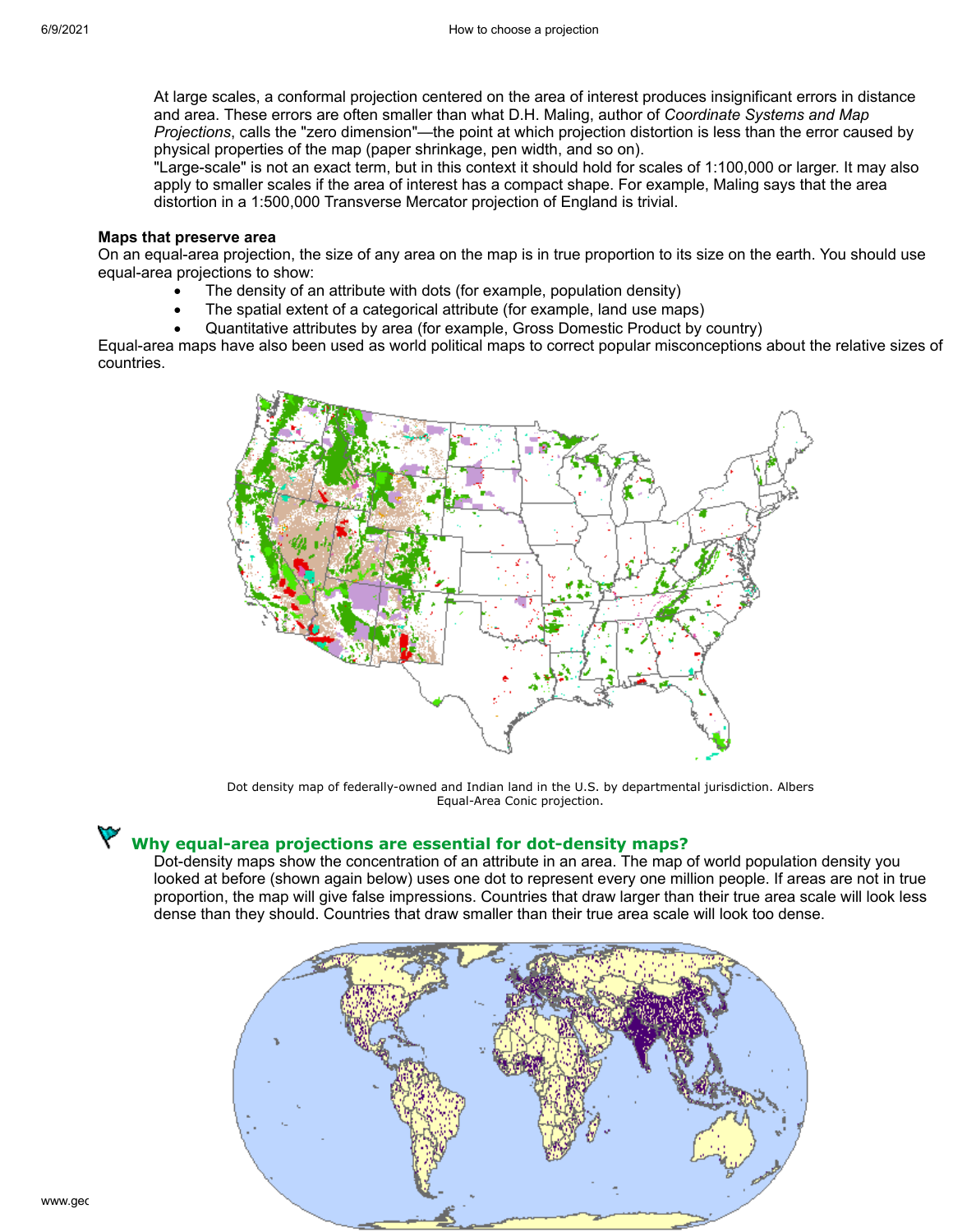At large scales, a conformal projection centered on the area of interest produces insignificant errors in distance and area. These errors are often smaller than what D.H. Maling, author of *Coordinate Systems and Map Projections*, calls the "zero dimension"—the point at which projection distortion is less than the error caused by physical properties of the map (paper shrinkage, pen width, and so on).
"Large-scale" is not an exact term, but in this context it should hold for scales of 1:100,000 or larger. It may also apply to smaller scales if the area of interest has a compact shape. For example, Maling says that the area distortion in a 1:500,000 Transverse Mercator projection of England is trivial.

**Maps that preserve area**

On an equal-area projection, the size of any area on the map is in true proportion to its size on the earth. You should use equal-area projections to show:

- The density of an attribute with dots (for example, population density)
- The spatial extent of a categorical attribute (for example, land use maps)
- Quantitative attributes by area (for example, Gross Domestic Product by country)

Equal-area maps have also been used as world political maps to correct popular misconceptions about the relative sizes of countries.

Dot density map of federally-owned and Indian land in the U.S. by departmental jurisdiction. Albers Equal-Area Conic projection.

### Why equal-area projections are essential for dot-density maps?

Dot-density maps show the concentration of an attribute in an area. The map of world population density you looked at before (shown again below) uses one dot to represent every one million people. If areas are not in true proportion, the map will give false impressions. Countries that draw larger than their true area scale will look less dense than they should. Countries that draw smaller than their true area scale will look too dense.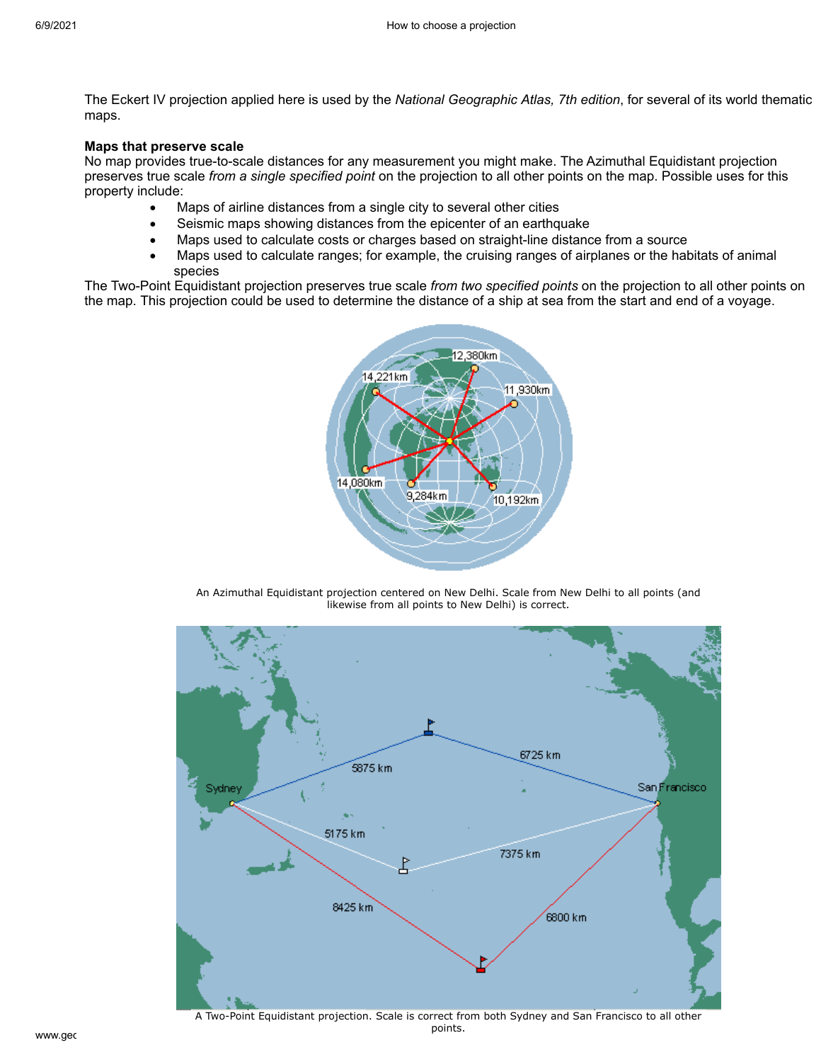The Eckert IV projection applied here is used by the *National Geographic Atlas, 7th edition*, for several of its world thematic maps.

**Maps that preserve scale**

No map provides true-to-scale distances for any measurement you might make. The Azimuthal Equidistant projection preserves true scale *from a single specified point* on the projection to all other points on the map. Possible uses for this property include:

- Maps of airline distances from a single city to several other cities
- Seismic maps showing distances from the epicenter of an earthquake
- Maps used to calculate costs or charges based on straight-line distance from a source
- Maps used to calculate ranges; for example, the cruising ranges of airplanes or the habitats of animal species

The Two-Point Equidistant projection preserves true scale *from two specified points* on the projection to all other points on the map. This projection could be used to determine the distance of a ship at sea from the start and end of a voyage.

An Azimuthal Equidistant projection centered on New Delhi. Scale from New Delhi to all points (and likewise from all points to New Delhi) is correct.

A Two-Point Equidistant projection. Scale is correct from both Sydney and San Francisco to all other points.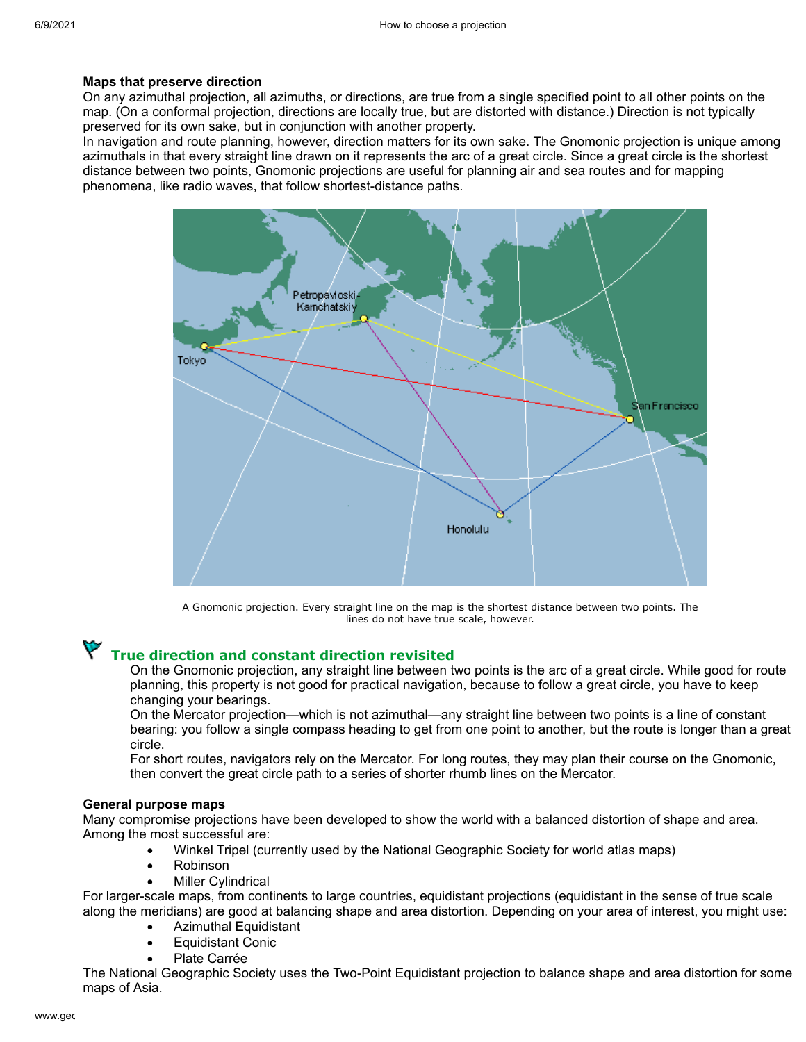**Maps that preserve direction**

On any azimuthal projection, all azimuths, or directions, are true from a single specified point to all other points on the map. (On a conformal projection, directions are locally true, but are distorted with distance.) Direction is not typically preserved for its own sake, but in conjunction with another property.

In navigation and route planning, however, direction matters for its own sake. The Gnomonic projection is unique among azimuthals in that every straight line drawn on it represents the arc of a great circle. Since a great circle is the shortest distance between two points, Gnomonic projections are useful for planning air and sea routes and for mapping phenomena, like radio waves, that follow shortest-distance paths.

A Gnomonic projection. Every straight line on the map is the shortest distance between two points. The lines do not have true scale, however.

### True direction and constant direction revisited

On the Gnomonic projection, any straight line between two points is the arc of a great circle. While good for route planning, this property is not good for practical navigation, because to follow a great circle, you have to keep changing your bearings.

On the Mercator projection—which is not azimuthal—any straight line between two points is a line of constant bearing: you follow a single compass heading to get from one point to another, but the route is longer than a great circle.

For short routes, navigators rely on the Mercator. For long routes, they may plan their course on the Gnomonic, then convert the great circle path to a series of shorter rhumb lines on the Mercator.

**General purpose maps**

Many compromise projections have been developed to show the world with a balanced distortion of shape and area. Among the most successful are:

- Winkel Tripel (currently used by the National Geographic Society for world atlas maps)
- Robinson
- Miller Cylindrical

For larger-scale maps, from continents to large countries, equidistant projections (equidistant in the sense of true scale along the meridians) are good at balancing shape and area distortion. Depending on your area of interest, you might use:

- Azimuthal Equidistant
- Equidistant Conic
- Plate Carrée

The National Geographic Society uses the Two-Point Equidistant projection to balance shape and area distortion for some maps of Asia.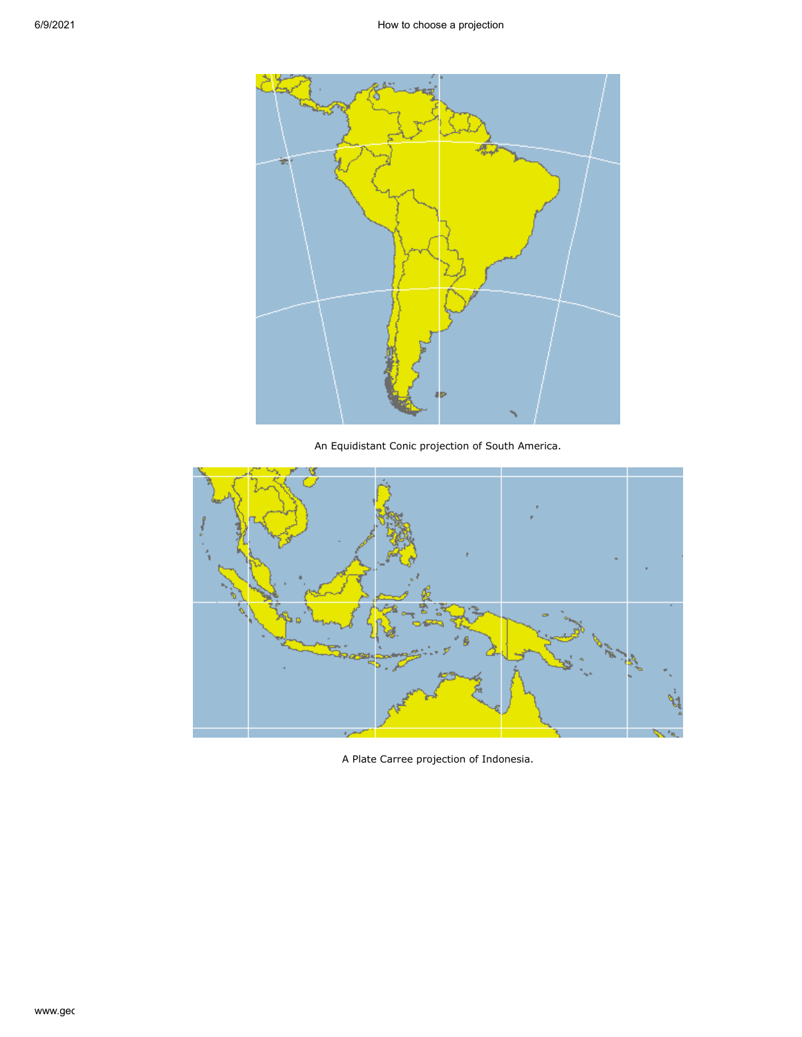An Equidistant Conic projection of South America.

A Plate Carree projection of Indonesia.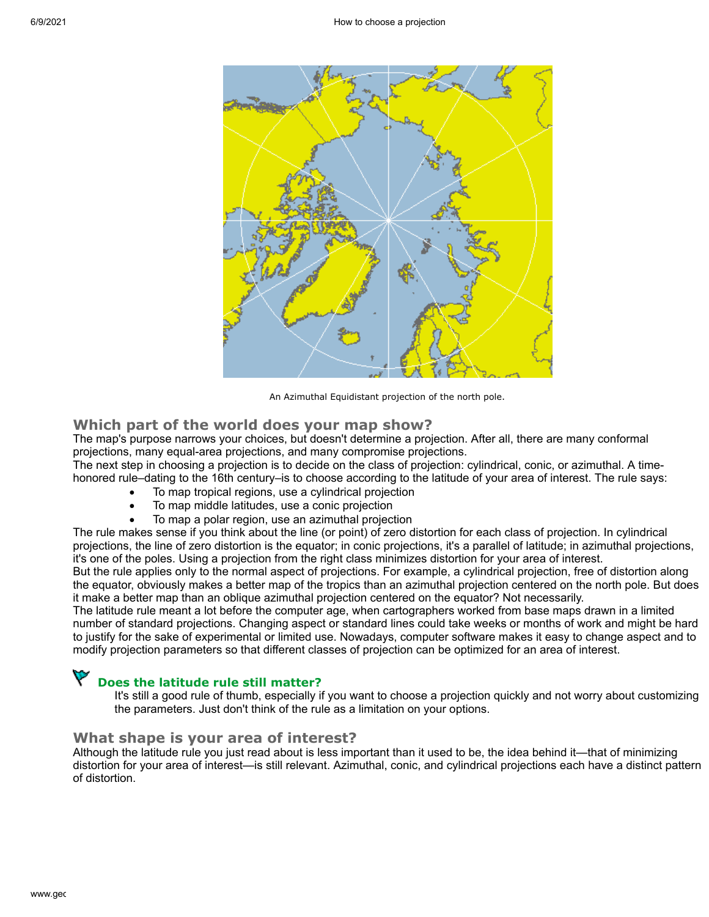An Azimuthal Equidistant projection of the north pole.

### Which part of the world does your map show?

The map's purpose narrows your choices, but doesn't determine a projection. After all, there are many conformal projections, many equal-area projections, and many compromise projections.

The next step in choosing a projection is to decide on the class of projection: cylindrical, conic, or azimuthal. A time-honored rule–dating to the 16th century–is to choose according to the latitude of your area of interest. The rule says:

- To map tropical regions, use a cylindrical projection
- To map middle latitudes, use a conic projection
- To map a polar region, use an azimuthal projection

The rule makes sense if you think about the line (or point) of zero distortion for each class of projection. In cylindrical projections, the line of zero distortion is the equator; in conic projections, it's a parallel of latitude; in azimuthal projections, it's one of the poles. Using a projection from the right class minimizes distortion for your area of interest.

But the rule applies only to the normal aspect of projections. For example, a cylindrical projection, free of distortion along the equator, obviously makes a better map of the tropics than an azimuthal projection centered on the north pole. But does it make a better map than an oblique azimuthal projection centered on the equator? Not necessarily.

The latitude rule meant a lot before the computer age, when cartographers worked from base maps drawn in a limited number of standard projections. Changing aspect or standard lines could take weeks or months of work and might be hard to justify for the sake of experimental or limited use. Nowadays, computer software makes it easy to change aspect and to modify projection parameters so that different classes of projection can be optimized for an area of interest.

#### Does the latitude rule still matter?

It's still a good rule of thumb, especially if you want to choose a projection quickly and not worry about customizing the parameters. Just don't think of the rule as a limitation on your options.

### What shape is your area of interest?

Although the latitude rule you just read about is less important than it used to be, the idea behind it—that of minimizing distortion for your area of interest—is still relevant. Azimuthal, conic, and cylindrical projections each have a distinct pattern of distortion.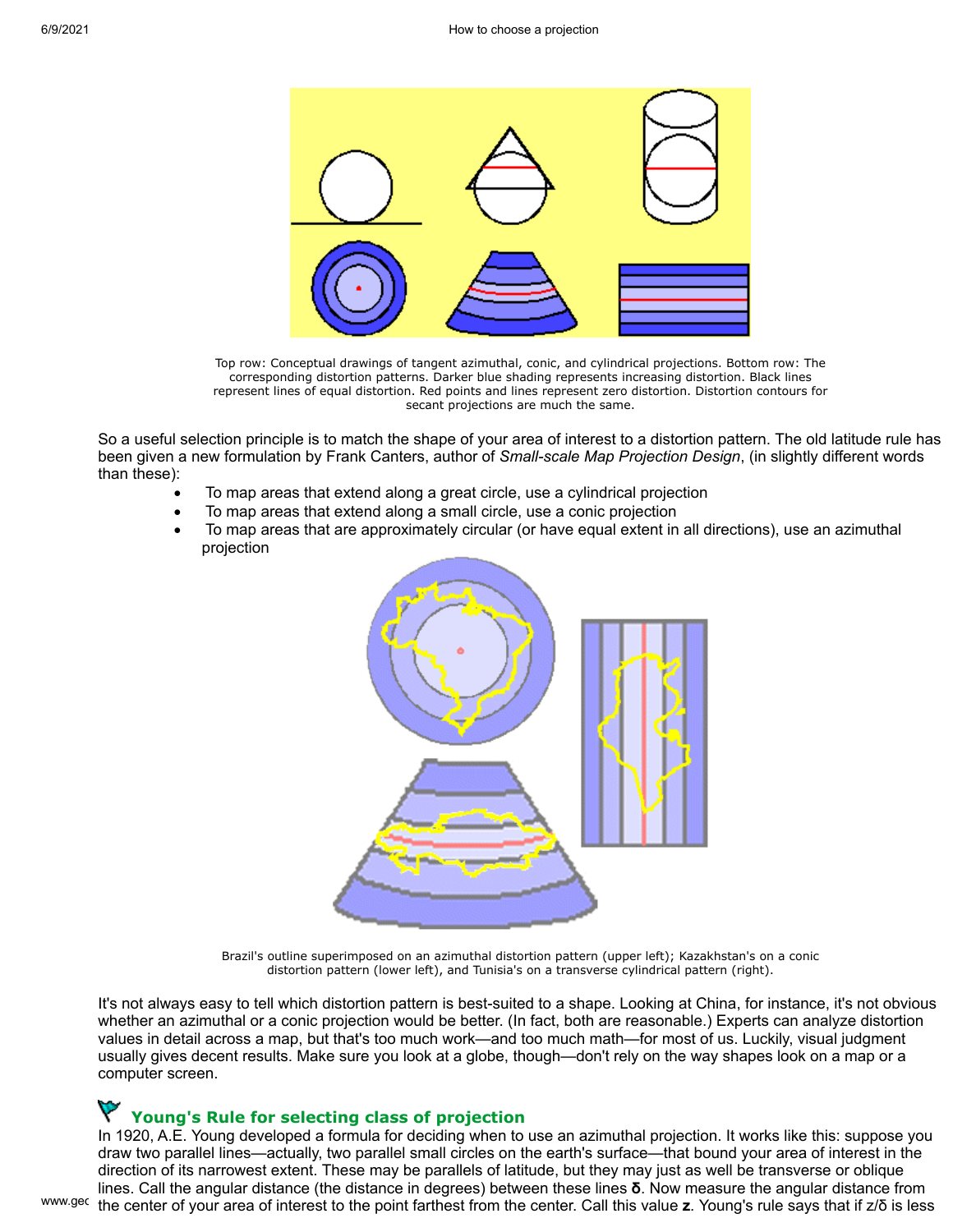Top row: Conceptual drawings of tangent azimuthal, conic, and cylindrical projections. Bottom row: The corresponding distortion patterns. Darker blue shading represents increasing distortion. Black lines represent lines of equal distortion. Red points and lines represent zero distortion. Distortion contours for secant projections are much the same.

So a useful selection principle is to match the shape of your area of interest to a distortion pattern. The old latitude rule has been given a new formulation by Frank Canters, author of *Small-scale Map Projection Design*, (in slightly different words than these):

- To map areas that extend along a great circle, use a cylindrical projection
- To map areas that extend along a small circle, use a conic projection
- To map areas that are approximately circular (or have equal extent in all directions), use an azimuthal projection

Brazil's outline superimposed on an azimuthal distortion pattern (upper left); Kazakhstan's on a conic distortion pattern (lower left), and Tunisia's on a transverse cylindrical pattern (right).

It's not always easy to tell which distortion pattern is best-suited to a shape. Looking at China, for instance, it's not obvious whether an azimuthal or a conic projection would be better. (In fact, both are reasonable.) Experts can analyze distortion values in detail across a map, but that's too much work—and too much math—for most of us. Luckily, visual judgment usually gives decent results. Make sure you look at a globe, though—don't rely on the way shapes look on a map or a computer screen.

## Young's Rule for selecting class of projection

In 1920, A.E. Young developed a formula for deciding when to use an azimuthal projection. It works like this: suppose you draw two parallel lines—actually, two parallel small circles on the earth's surface—that bound your area of interest in the direction of its narrowest extent. These may be parallels of latitude, but they may just as well be transverse or oblique lines. Call the angular distance (the distance in degrees) between these lines **δ**. Now measure the angular distance from the center of your area of interest to the point farthest from the center. Call this value **z**. Young's rule says that if $z/\delta$ is less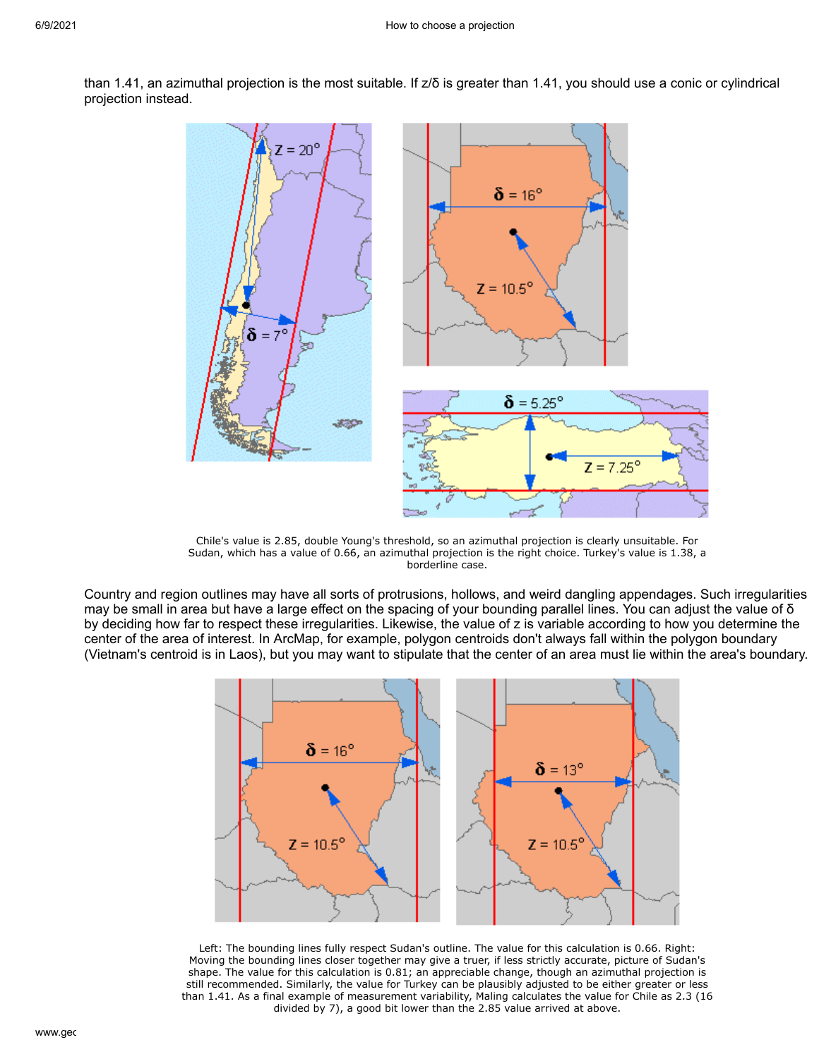than 1.41, an azimuthal projection is the most suitable. If $z/\delta$ is greater than 1.41, you should use a conic or cylindrical projection instead.

Chile's value is 2.85, double Young's threshold, so an azimuthal projection is clearly unsuitable. For Sudan, which has a value of 0.66, an azimuthal projection is the right choice. Turkey's value is 1.38, a borderline case.

Country and region outlines may have all sorts of protrusions, hollows, and weird dangling appendages. Such irregularities may be small in area but have a large effect on the spacing of your bounding parallel lines. You can adjust the value of $\delta$ by deciding how far to respect these irregularities. Likewise, the value of z is variable according to how you determine the center of the area of interest. In ArcMap, for example, polygon centroids don't always fall within the polygon boundary (Vietnam's centroid is in Laos), but you may want to stipulate that the center of an area must lie within the area's boundary.

Left: The bounding lines fully respect Sudan's outline. The value for this calculation is 0.66. Right: Moving the bounding lines closer together may give a truer, if less strictly accurate, picture of Sudan's shape. The value for this calculation is 0.81; an appreciable change, though an azimuthal projection is still recommended. Similarly, the value for Turkey can be plausibly adjusted to be either greater or less than 1.41. As a final example of measurement variability, Maling calculates the value for Chile as 2.3 (16 divided by 7), a good bit lower than the 2.85 value arrived at above.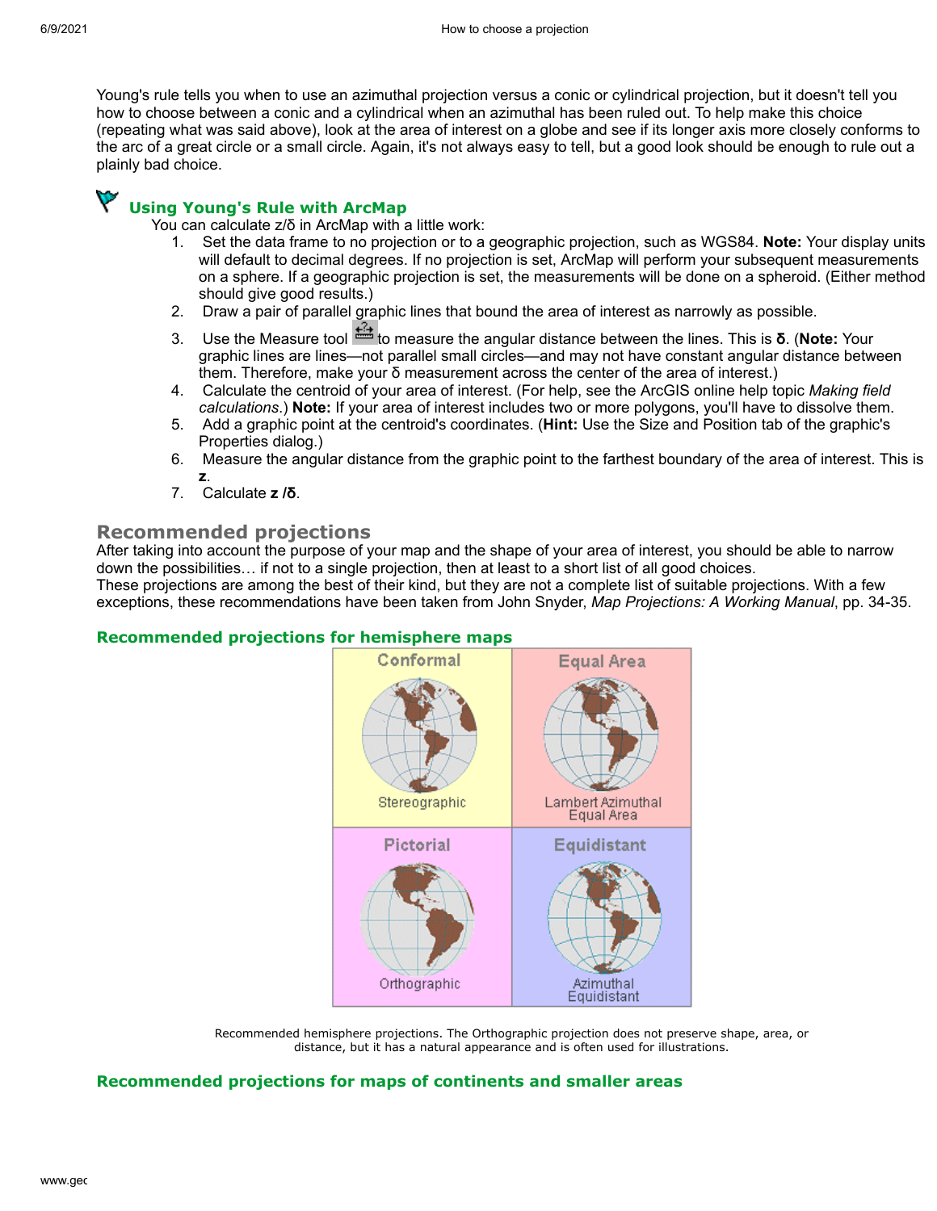Young's rule tells you when to use an azimuthal projection versus a conic or cylindrical projection, but it doesn't tell you how to choose between a conic and a cylindrical when an azimuthal has been ruled out. To help make this choice (repeating what was said above), look at the area of interest on a globe and see if its longer axis more closely conforms to the arc of a great circle or a small circle. Again, it's not always easy to tell, but a good look should be enough to rule out a plainly bad choice.

### Using Young's Rule with ArcMap

You can calculate z/δ in ArcMap with a little work:

1. Set the data frame to no projection or to a geographic projection, such as WGS84. **Note:** Your display units will default to decimal degrees. If no projection is set, ArcMap will perform your subsequent measurements on a sphere. If a geographic projection is set, the measurements will be done on a spheroid. (Either method should give good results.)
2. Draw a pair of parallel graphic lines that bound the area of interest as narrowly as possible.
3. Use the Measure tool to measure the angular distance between the lines. This is **δ**. (**Note:** Your graphic lines are lines—not parallel small circles—and may not have constant angular distance between them. Therefore, make your δ measurement across the center of the area of interest.)
4. Calculate the centroid of your area of interest. (For help, see the ArcGIS online help topic *Making field calculations*.) **Note:** If your area of interest includes two or more polygons, you'll have to dissolve them.
5. Add a graphic point at the centroid's coordinates. (**Hint:** Use the Size and Position tab of the graphic's Properties dialog.)
6. Measure the angular distance from the graphic point to the farthest boundary of the area of interest. This is **z**.
7. Calculate **z /δ**.

## Recommended projections

After taking into account the purpose of your map and the shape of your area of interest, you should be able to narrow down the possibilities… if not to a single projection, then at least to a short list of all good choices.
These projections are among the best of their kind, but they are not a complete list of suitable projections. With a few exceptions, these recommendations have been taken from John Snyder, *Map Projections: A Working Manual*, pp. 34-35.

### Recommended projections for hemisphere maps

| Conformal | Equal Area |
|---|---|
| Stereographic | Lambert Azimuthal Equal Area |
| **Pictorial** | **Equidistant** |
| Orthographic | Azimuthal Equidistant |

Recommended hemisphere projections. The Orthographic projection does not preserve shape, area, or distance, but it has a natural appearance and is often used for illustrations.

### Recommended projections for maps of continents and smaller areas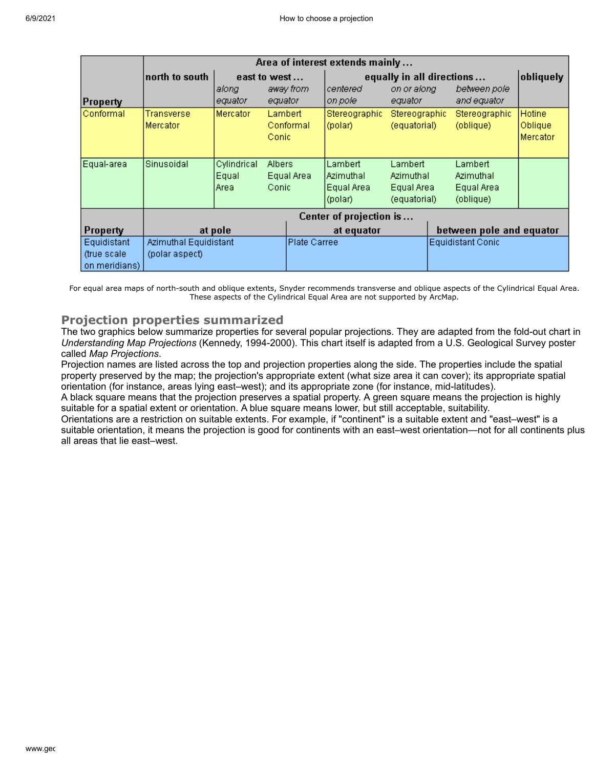| Property | Area of interest extends mainly ... | | | | | | |
|---|---|---|---|---|---|---|---|
| | north to south | east to west ... | | equally in all directions ... | | | obliquely |
| | | *along equator* | *away from equator* | *centered on pole* | *on or along equator* | *between pole and equator* | |
| Conformal | Transverse Mercator | Mercator | Lambert Conformal Conic | Stereographic (polar) | Stereographic (equatorial) | Stereographic (oblique) | Hotine Oblique Mercator |
| Equal-area | Sinusoidal | Cylindrical Equal Area | Albers Equal Area Conic | Lambert Azimuthal Equal Area (polar) | Lambert Azimuthal Equal Area (equatorial) | Lambert Azimuthal Equal Area (oblique) | |

| Property | Center of projection is ... | | |
|---|---|---|---|
| | at pole | at equator | between pole and equator |
| Equidistant (true scale on meridians) | Azimuthal Equidistant (polar aspect) | Plate Carree | Equidistant Conic |

For equal area maps of north-south and oblique extents, Snyder recommends transverse and oblique aspects of the Cylindrical Equal Area. These aspects of the Cylindrical Equal Area are not supported by ArcMap.

## Projection properties summarized

The two graphics below summarize properties for several popular projections. They are adapted from the fold-out chart in *Understanding Map Projections* (Kennedy, 1994-2000). This chart itself is adapted from a U.S. Geological Survey poster called *Map Projections*.

Projection names are listed across the top and projection properties along the side. The properties include the spatial property preserved by the map; the projection's appropriate extent (what size area it can cover); its appropriate spatial orientation (for instance, areas lying east–west); and its appropriate zone (for instance, mid-latitudes).

A black square means that the projection preserves a spatial property. A green square means the projection is highly suitable for a spatial extent or orientation. A blue square means lower, but still acceptable, suitability.

Orientations are a restriction on suitable extents. For example, if "continent" is a suitable extent and "east–west" is a suitable orientation, it means the projection is good for continents with an east–west orientation—not for all continents plus all areas that lie east–west.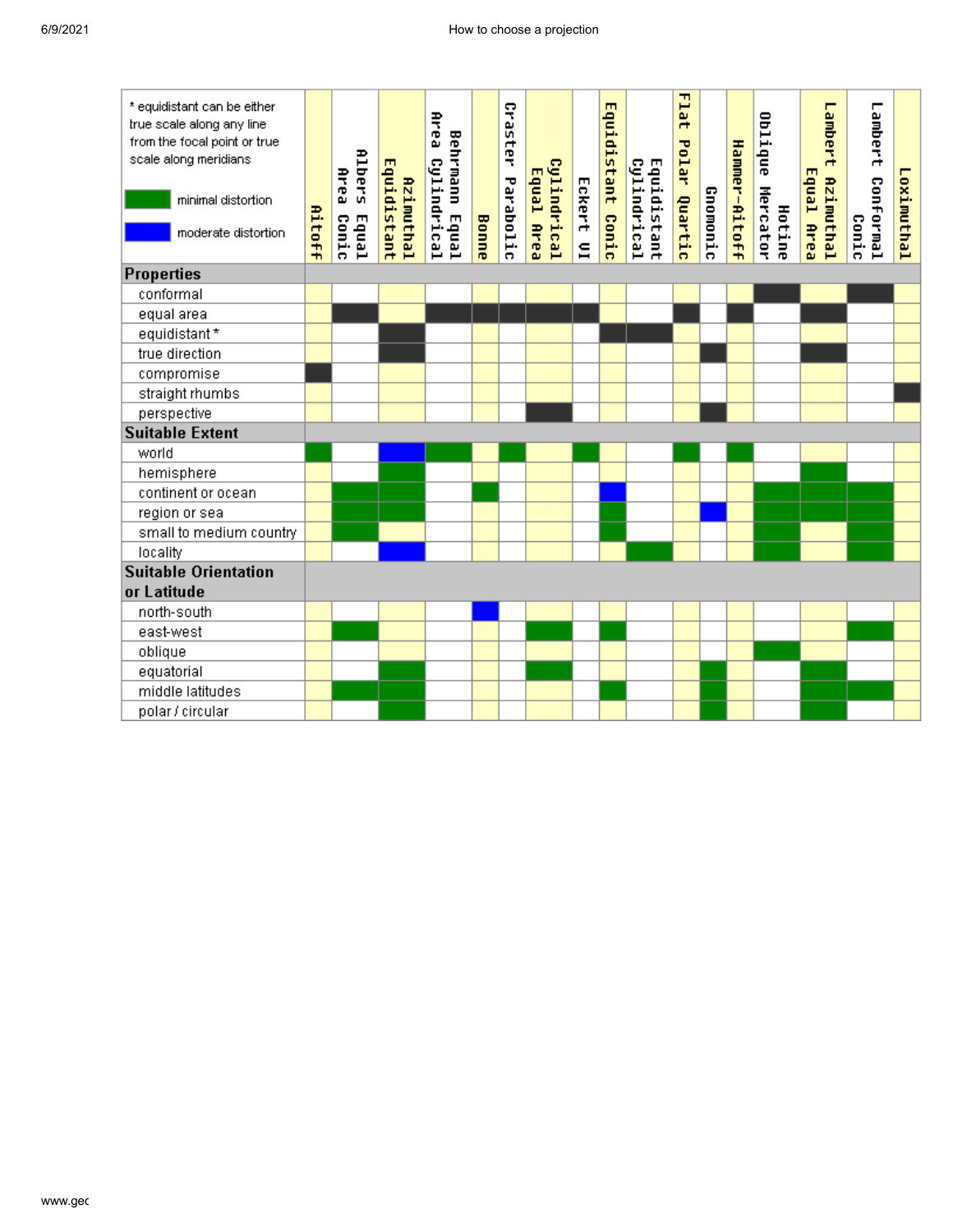\* equidistant can be either true scale along any line from the focal point or true scale along meridians

minimal distortion (green)

moderate distortion (blue)

| | Aitoff | Albers Equal Area Conic | Azimuthal Equidistant | Behrmann Equal Area Cylindrical | Bonne | Craster Parabolic | Cylindrical Equal Area | Eckert VI | Equidistant Conic | Equidistant Cylindrical | Flat Polar Quartic | Gnomonic | Hammer-Aitoff | Hotine Oblique Mercator | Lambert Azimuthal Equal Area | Lambert Conformal Conic | Loximuthal |
|---|---|---|---|---|---|---|---|---|---|---|---|---|---|---|---|---|---|
| **Properties** | | | | | | | | | | | | | | | | | |
| conformal | | | | | | | | | | | | | | ■ | | ■ | |
| equal area | | ■ | | ■ | ■ | ■ | ■ | ■ | | | ■ | | ■ | | ■ | | |
| equidistant* | | | ■ | | | | | | ■ | ■ | | | | | | | |
| true direction | | | ■ | | | | | | | | | ■ | | | ■ | | |
| compromise | ■ | | | | | | | | | | | | | | | | |
| straight rhumbs | | | | | | | | | | | | | | | | | ■ |
| perspective | | | | | | | ■ | | | | | ■ | | | | | |
| **Suitable Extent** | | | | | | | | | | | | | | | | | |
| world | minimal | | moderate | minimal | | minimal | | minimal | | | minimal | | minimal | | | | |
| hemisphere | | | minimal | | | | | | | | | | | | minimal | | |
| continent or ocean | | minimal | minimal | | minimal | | | | moderate | | | | | minimal | minimal | minimal | |
| region or sea | | minimal | minimal | | | | | | minimal | | | moderate | | minimal | minimal | minimal | |
| small to medium country | | minimal | | | | | | | minimal | | | | | minimal | | minimal | |
| locality | | | moderate | | | | | | | minimal | | | | minimal | | minimal | |
| **Suitable Orientation or Latitude** | | | | | | | | | | | | | | | | | |
| north-south | | | | | moderate | | | | | | | | | | | | |
| east-west | | minimal | | | | | minimal | | minimal | | | | | | | minimal | |
| oblique | | | | | | | | | | | | | | minimal | | | |
| equatorial | | | minimal | | | | minimal | | | | | minimal | | | minimal | | |
| middle latitudes | | minimal | minimal | | | | | | minimal | | | minimal | | | minimal | minimal | |
| polar / circular | | | minimal | | | | | | | | | minimal | | | minimal | | |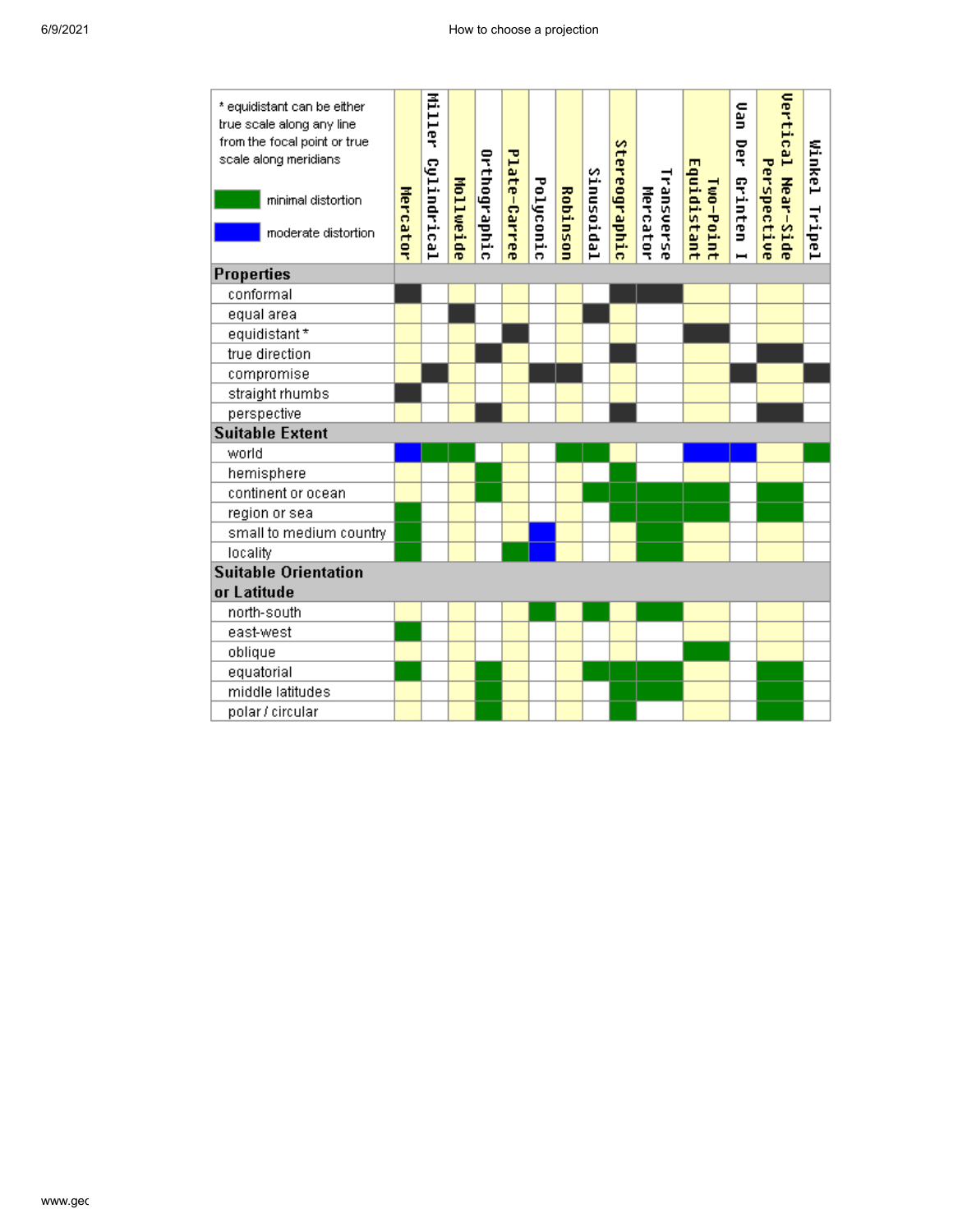\* equidistant can be either true scale along any line from the focal point or true scale along meridians

minimal distortion (green)

moderate distortion (blue)

In the table, "X" marks a black cell (the property applies), "minimal" marks a green cell (minimal distortion) and "moderate" marks a blue cell (moderate distortion).

| | Mercator | Miller Cylindrical | Mollweide | Orthographic | Plate-Carree | Polyconic | Robinson | Sinusoidal | Stereographic | Transverse Mercator | Two-Point Equidistant | Van Der Grinten I | Vertical Near-Side Perspective | Winkel Tripel |
|---|---|---|---|---|---|---|---|---|---|---|---|---|---|---|
| **Properties** | | | | | | | | | | | | | | |
| conformal | X | | | | | | | | X | X | | | | |
| equal area | | | X | | | | | X | | | | | | |
| equidistant\* | | | | | X | | | | | | X | | | |
| true direction | | | | X | | | | | X | | | | X | |
| compromise | | X | | | | X | X | | | | | X | | X |
| straight rhumbs | X | | | | | | | | | | | | | |
| perspective | | | | X | | | | | X | | | | X | |
| **Suitable Extent** | | | | | | | | | | | | | | |
| world | moderate | minimal | minimal | | | | minimal | minimal | | | moderate | moderate | | minimal |
| hemisphere | | | | minimal | | | | | minimal | | | | | |
| continent or ocean | | | | minimal | | | | minimal | minimal | minimal | minimal | | minimal | |
| region or sea | minimal | | | | | | | | minimal | minimal | minimal | | minimal | |
| small to medium country | minimal | | | | | moderate | | | | minimal | | | | |
| locality | minimal | | | | minimal | moderate | | | | minimal | | | | |
| **Suitable Orientation or Latitude** | | | | | | | | | | | | | | |
| north-south | | | | | | minimal | | minimal | | minimal | | | | |
| east-west | minimal | | | | | | | | | | | | | |
| oblique | | | | | | | | | | | minimal | | | |
| equatorial | minimal | | | minimal | | | | minimal | minimal | minimal | | | minimal | |
| middle latitudes | | | | minimal | | | | | minimal | minimal | | | minimal | |
| polar / circular | | | | minimal | | | | | minimal | | | | minimal | |